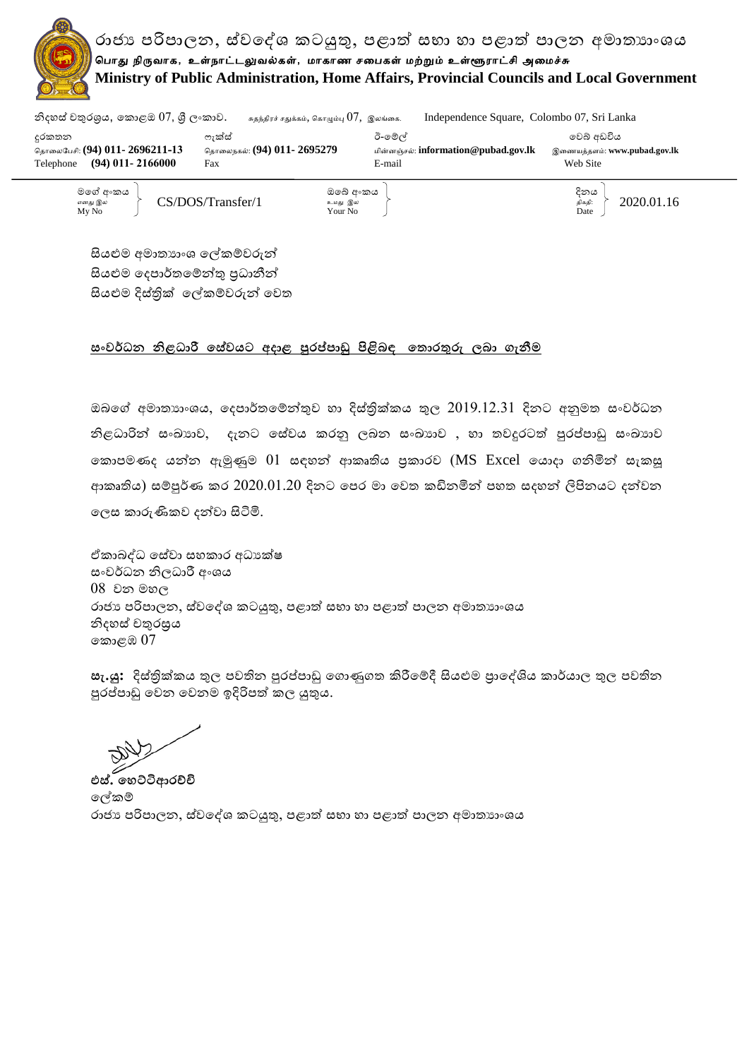# රාජ්‍ය පරිපාලන, ස්වදේශ කටයුතු, පළාත් සභා හා පළාත් පාලන අමාත්‍යාංශය

**பொது நிருவாக, உள்நாட்டலுவல்கள், மாகாண சபைகள் மற்றும் உள்ளூராட்சி அமைச்சு**

**Ministry of Public Administration, Home Affairs, Provincial Councils and Local Government**

නිදහස් චතුරශ්‍රය, කොළඹ 07, ශ්‍රී ලංකාව. சுதந்திரச் சதுக்கம், கொழும்பு 07, இலங்கை. Independence Square, Colombo 07, Sri Lanka

| දුරකතන / தொலைபேசி / Telephone | ෆැක්ස් / தொலைநகல் / Fax | ඊ-මේල් / மின்னஞ்சல் / E-mail | වෙබ් අඩවිය / இணையத்தளம் / Web Site |
|---|---|---|---|
| **(94) 011- 2696211-13**<br>**(94) 011- 2166000** | **(94) 011- 2695279** | **information@pubad.gov.lk** | **www.pubad.gov.lk** |

| මගේ අංකය / எனது இல / My No | ඔබේ අංකය / உமது இல / Your No | දිනය / திகதி / Date |
|---|---|---|
| CS/DOS/Transfer/1 | | 2020.01.16 |

සියළුම අමාත්‍යාංශ ලේකම්වරුන්
සියළුම දෙපාර්තමේන්තු ප්‍රධානීන්
සියළුම දිස්ත්‍රික් ලේකම්වරුන් වෙත

**<u>සංවර්ධන නිළධාරී සේවයට අදාළ පුරප්පාඩු පිළිබඳ තොරතුරු ලබා ගැනීම</u>**

ඔබගේ අමාත්‍යාංශය, දෙපාර්තමේන්තුව හා දිස්ත්‍රික්කය තුල 2019.12.31 දිනට අනුමත සංවර්ධන නිළධාරීන් සංඛ්‍යාව, දැනට සේවය කරනු ලබන සංඛ්‍යාව , හා තවදුරටත් පුරප්පාඩු සංඛ්‍යාව කොපමණද යන්න ඇමුණුම 01 සඳහන් ආකෘතිය ප්‍රකාරව (MS Excel යොදා ගනිමින් සැකසූ ආකෘතිය) සම්පූර්ණ කර 2020.01.20 දිනට පෙර මා වෙත කඩිනමින් පහත සඳහන් ලිපිනයට දන්වන ලෙස කාරුණිකව දන්වා සිටිමි.

ඒකාබද්ධ සේවා සහකාර අධ්‍යක්ෂ
සංවර්ධන නිලධාරී අංශය
08 වන මහල
රාජ්‍ය පරිපාලන, ස්වදේශ කටයුතු, පළාත් සභා හා පළාත් පාලන අමාත්‍යාංශය
නිදහස් චතුරස්‍රය
කොළඹ 07

**සැ.යු:** දිස්ත්‍රික්කය තුල පවතින පුරප්පාඩු ගොණුගත කිරීමේදී සියළුම ප්‍රාදේශිය කාර්යාල තුල පවතින පුරප්පාඩු වෙන වෙනම ඉදිරිපත් කල යුතුය.

**එස්. හෙට්ටිආරච්චි**
ලේකම්
රාජ්‍ය පරිපාලන, ස්වදේශ කටයුතු, පළාත් සභා හා පළාත් පාලන අමාත්‍යාංශය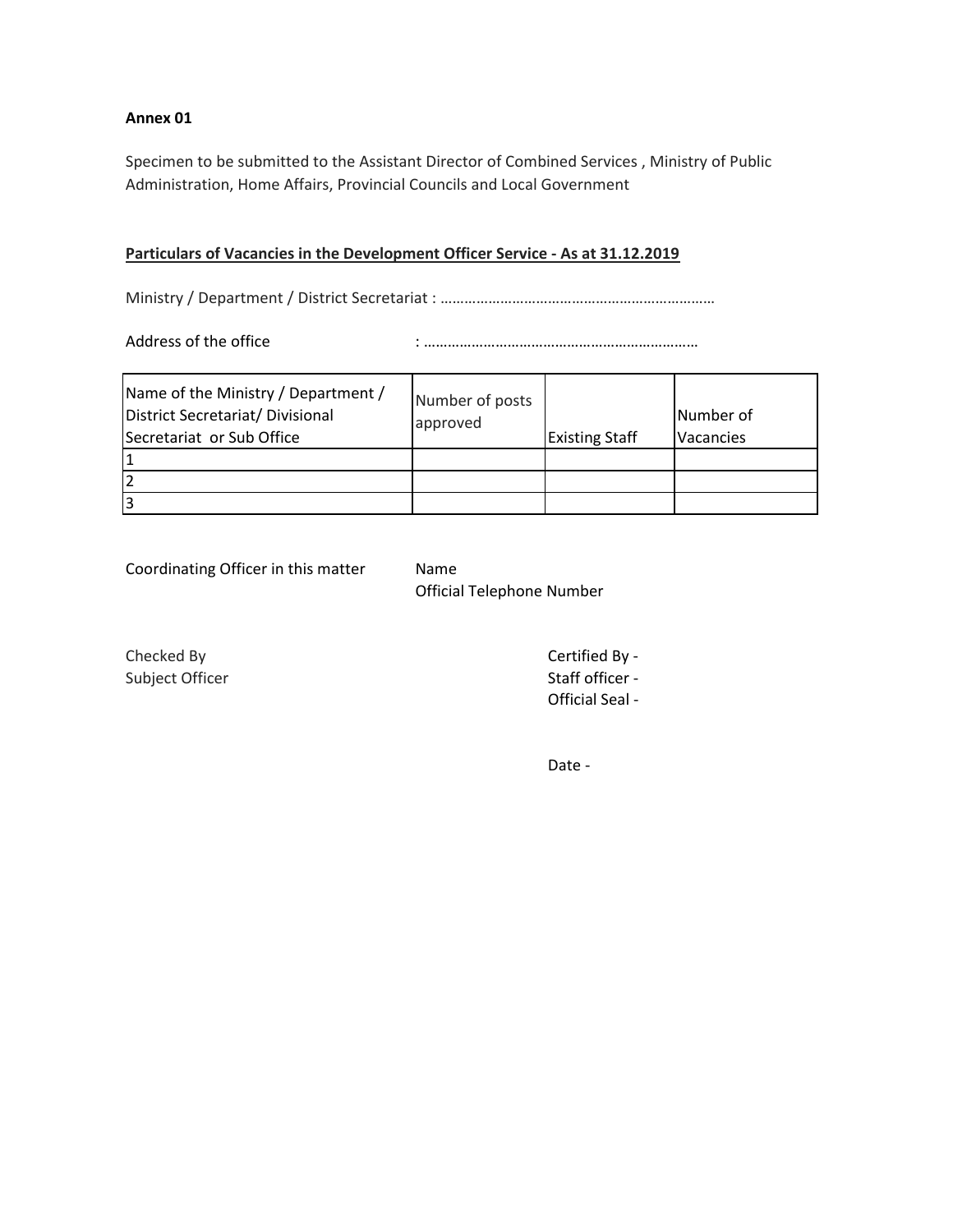**Annex 01**

Specimen to be submitted to the Assistant Director of Combined Services , Ministry of Public Administration, Home Affairs, Provincial Councils and Local Government

**Particulars of Vacancies in the Development Officer Service - As at 31.12.2019**

Ministry / Department / District Secretariat : ……………………………………………………………

Address of the office : ……………………………………………………………

| Name of the Ministry / Department / District Secretariat/ Divisional Secretariat or Sub Office | Number of posts approved | Existing Staff | Number of Vacancies |
|---|---|---|---|
| 1 | | | |
| 2 | | | |
| 3 | | | |

Coordinating Officer in this matter Name
Official Telephone Number

Checked By
Subject Officer

Certified By -
Staff officer -
Official Seal -

Date -